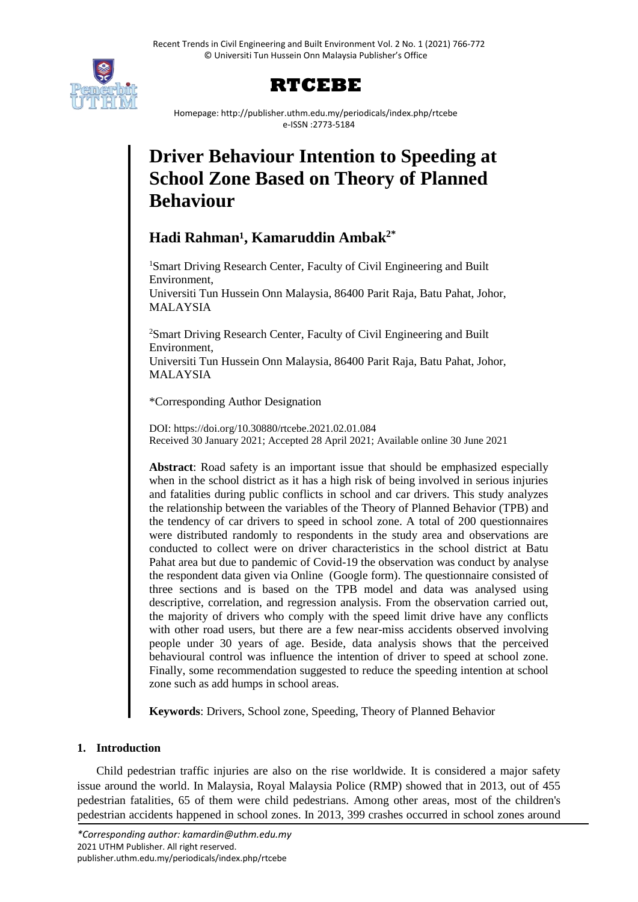# RTCEBE

Homepage: http://publisher.uthm.edu.my/periodicals/index.php/rtcebe
e-ISSN :2773-5184

# Driver Behaviour Intention to Speeding at School Zone Based on Theory of Planned Behaviour

## Hadi Rahman[1], Kamaruddin Ambak[2*]

[1]Smart Driving Research Center, Faculty of Civil Engineering and Built Environment,
Universiti Tun Hussein Onn Malaysia, 86400 Parit Raja, Batu Pahat, Johor, MALAYSIA

[2]Smart Driving Research Center, Faculty of Civil Engineering and Built Environment,
Universiti Tun Hussein Onn Malaysia, 86400 Parit Raja, Batu Pahat, Johor, MALAYSIA

*Corresponding Author Designation

DOI: https://doi.org/10.30880/rtcebe.2021.02.01.084
Received 30 January 2021; Accepted 28 April 2021; Available online 30 June 2021

**Abstract**: Road safety is an important issue that should be emphasized especially when in the school district as it has a high risk of being involved in serious injuries and fatalities during public conflicts in school and car drivers. This study analyzes the relationship between the variables of the Theory of Planned Behavior (TPB) and the tendency of car drivers to speed in school zone. A total of 200 questionnaires were distributed randomly to respondents in the study area and observations are conducted to collect were on driver characteristics in the school district at Batu Pahat area but due to pandemic of Covid-19 the observation was conduct by analyse the respondent data given via Online (Google form). The questionnaire consisted of three sections and is based on the TPB model and data was analysed using descriptive, correlation, and regression analysis. From the observation carried out, the majority of drivers who comply with the speed limit drive have any conflicts with other road users, but there are a few near-miss accidents observed involving people under 30 years of age. Beside, data analysis shows that the perceived behavioural control was influence the intention of driver to speed at school zone. Finally, some recommendation suggested to reduce the speeding intention at school zone such as add humps in school areas.

**Keywords**: Drivers, School zone, Speeding, Theory of Planned Behavior

## 1. Introduction

Child pedestrian traffic injuries are also on the rise worldwide. It is considered a major safety issue around the world. In Malaysia, Royal Malaysia Police (RMP) showed that in 2013, out of 455 pedestrian fatalities, 65 of them were child pedestrians. Among other areas, most of the children's pedestrian accidents happened in school zones. In 2013, 399 crashes occurred in school zones around

*Corresponding author: kamardin@uthm.edu.my
2021 UTHM Publisher. All right reserved.
publisher.uthm.edu.my/periodicals/index.php/rtcebe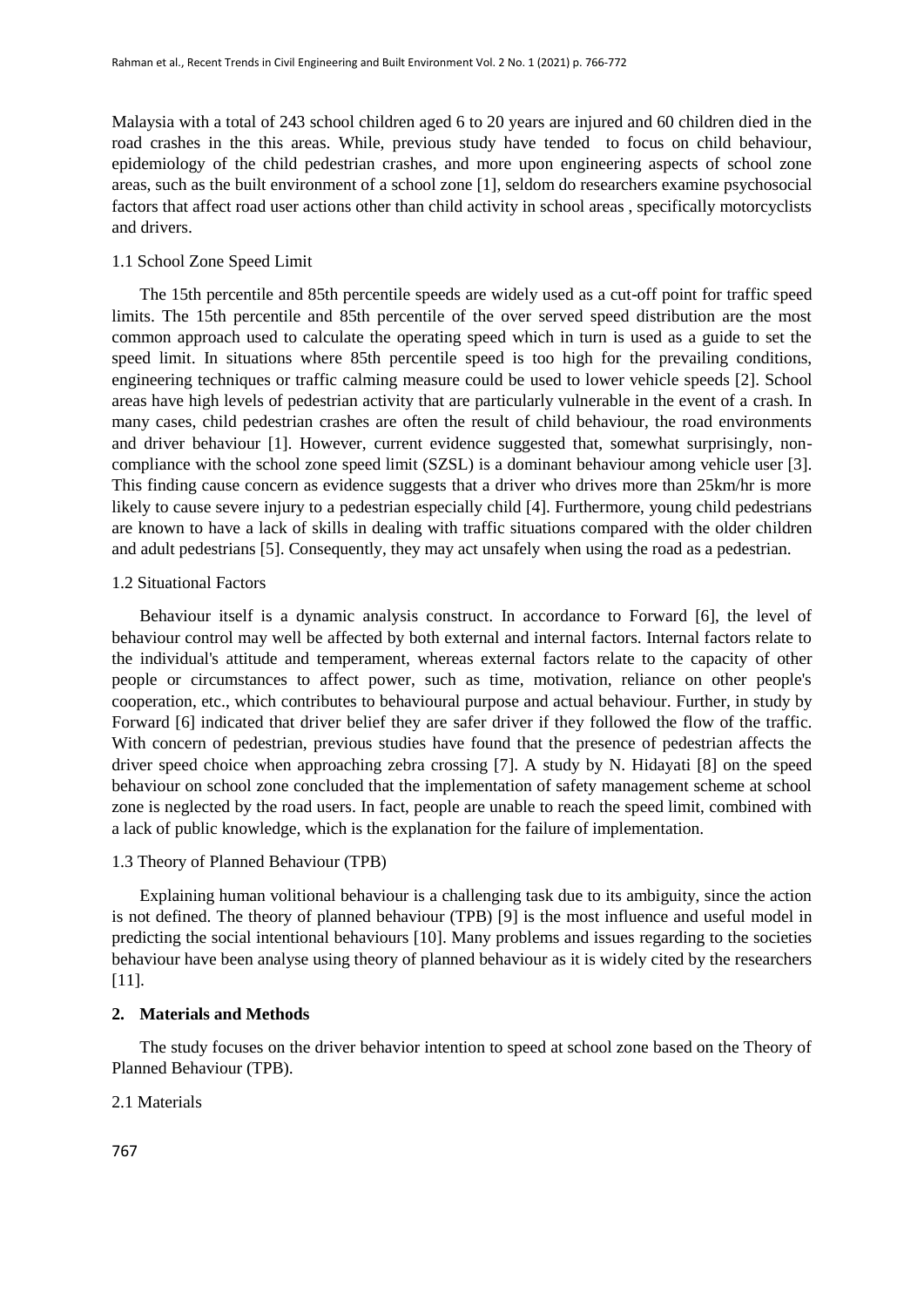Malaysia with a total of 243 school children aged 6 to 20 years are injured and 60 children died in the road crashes in the this areas. While, previous study have tended to focus on child behaviour, epidemiology of the child pedestrian crashes, and more upon engineering aspects of school zone areas, such as the built environment of a school zone [1], seldom do researchers examine psychosocial factors that affect road user actions other than child activity in school areas , specifically motorcyclists and drivers.

### 1.1 School Zone Speed Limit

The 15th percentile and 85th percentile speeds are widely used as a cut-off point for traffic speed limits. The 15th percentile and 85th percentile of the over served speed distribution are the most common approach used to calculate the operating speed which in turn is used as a guide to set the speed limit. In situations where 85th percentile speed is too high for the prevailing conditions, engineering techniques or traffic calming measure could be used to lower vehicle speeds [2]. School areas have high levels of pedestrian activity that are particularly vulnerable in the event of a crash. In many cases, child pedestrian crashes are often the result of child behaviour, the road environments and driver behaviour [1]. However, current evidence suggested that, somewhat surprisingly, non-compliance with the school zone speed limit (SZSL) is a dominant behaviour among vehicle user [3]. This finding cause concern as evidence suggests that a driver who drives more than 25km/hr is more likely to cause severe injury to a pedestrian especially child [4]. Furthermore, young child pedestrians are known to have a lack of skills in dealing with traffic situations compared with the older children and adult pedestrians [5]. Consequently, they may act unsafely when using the road as a pedestrian.

### 1.2 Situational Factors

Behaviour itself is a dynamic analysis construct. In accordance to Forward [6], the level of behaviour control may well be affected by both external and internal factors. Internal factors relate to the individual's attitude and temperament, whereas external factors relate to the capacity of other people or circumstances to affect power, such as time, motivation, reliance on other people's cooperation, etc., which contributes to behavioural purpose and actual behaviour. Further, in study by Forward [6] indicated that driver belief they are safer driver if they followed the flow of the traffic. With concern of pedestrian, previous studies have found that the presence of pedestrian affects the driver speed choice when approaching zebra crossing [7]. A study by N. Hidayati [8] on the speed behaviour on school zone concluded that the implementation of safety management scheme at school zone is neglected by the road users. In fact, people are unable to reach the speed limit, combined with a lack of public knowledge, which is the explanation for the failure of implementation.

### 1.3 Theory of Planned Behaviour (TPB)

Explaining human volitional behaviour is a challenging task due to its ambiguity, since the action is not defined. The theory of planned behaviour (TPB) [9] is the most influence and useful model in predicting the social intentional behaviours [10]. Many problems and issues regarding to the societies behaviour have been analyse using theory of planned behaviour as it is widely cited by the researchers [11].

## 2. Materials and Methods

The study focuses on the driver behavior intention to speed at school zone based on the Theory of Planned Behaviour (TPB).

### 2.1 Materials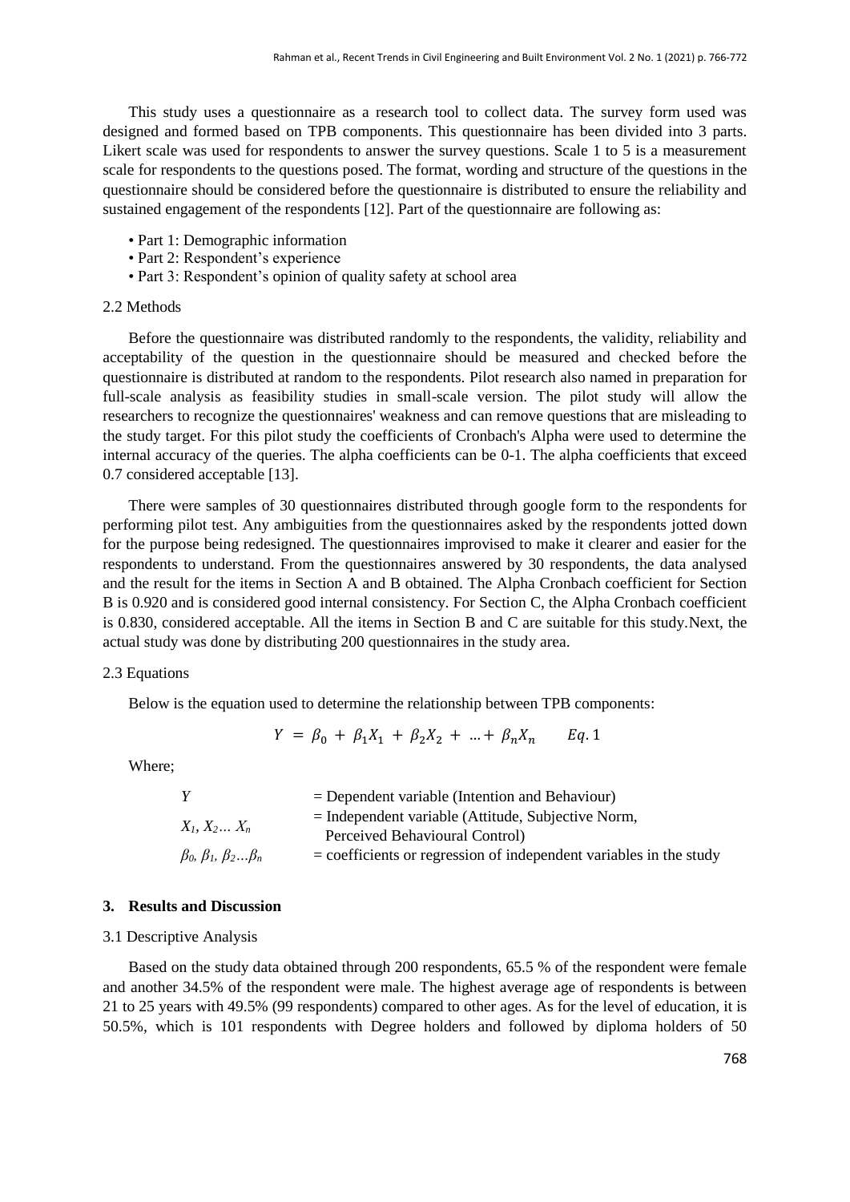This study uses a questionnaire as a research tool to collect data. The survey form used was designed and formed based on TPB components. This questionnaire has been divided into 3 parts. Likert scale was used for respondents to answer the survey questions. Scale 1 to 5 is a measurement scale for respondents to the questions posed. The format, wording and structure of the questions in the questionnaire should be considered before the questionnaire is distributed to ensure the reliability and sustained engagement of the respondents [12]. Part of the questionnaire are following as:

- Part 1: Demographic information
- Part 2: Respondent's experience
- Part 3: Respondent's opinion of quality safety at school area

### 2.2 Methods

Before the questionnaire was distributed randomly to the respondents, the validity, reliability and acceptability of the question in the questionnaire should be measured and checked before the questionnaire is distributed at random to the respondents. Pilot research also named in preparation for full-scale analysis as feasibility studies in small-scale version. The pilot study will allow the researchers to recognize the questionnaires' weakness and can remove questions that are misleading to the study target. For this pilot study the coefficients of Cronbach's Alpha were used to determine the internal accuracy of the queries. The alpha coefficients can be 0-1. The alpha coefficients that exceed 0.7 considered acceptable [13].

There were samples of 30 questionnaires distributed through google form to the respondents for performing pilot test. Any ambiguities from the questionnaires asked by the respondents jotted down for the purpose being redesigned. The questionnaires improvised to make it clearer and easier for the respondents to understand. From the questionnaires answered by 30 respondents, the data analysed and the result for the items in Section A and B obtained. The Alpha Cronbach coefficient for Section B is 0.920 and is considered good internal consistency. For Section C, the Alpha Cronbach coefficient is 0.830, considered acceptable. All the items in Section B and C are suitable for this study.Next, the actual study was done by distributing 200 questionnaires in the study area.

### 2.3 Equations

Below is the equation used to determine the relationship between TPB components:

$$Y = \beta_0 + \beta_1 X_1 + \beta_2 X_2 + \dots + \beta_n X_n \qquad Eq. 1$$

Where;

| | |
|---|---|
| $Y$ | = Dependent variable (Intention and Behaviour) |
| $X_1, X_2 \dots X_n$ | = Independent variable (Attitude, Subjective Norm, Perceived Behavioural Control) |
| $\beta_0, \beta_1, \beta_2 \dots \beta_n$ | = coefficients or regression of independent variables in the study |

## 3. Results and Discussion

### 3.1 Descriptive Analysis

Based on the study data obtained through 200 respondents, 65.5 % of the respondent were female and another 34.5% of the respondent were male. The highest average age of respondents is between 21 to 25 years with 49.5% (99 respondents) compared to other ages. As for the level of education, it is 50.5%, which is 101 respondents with Degree holders and followed by diploma holders of 50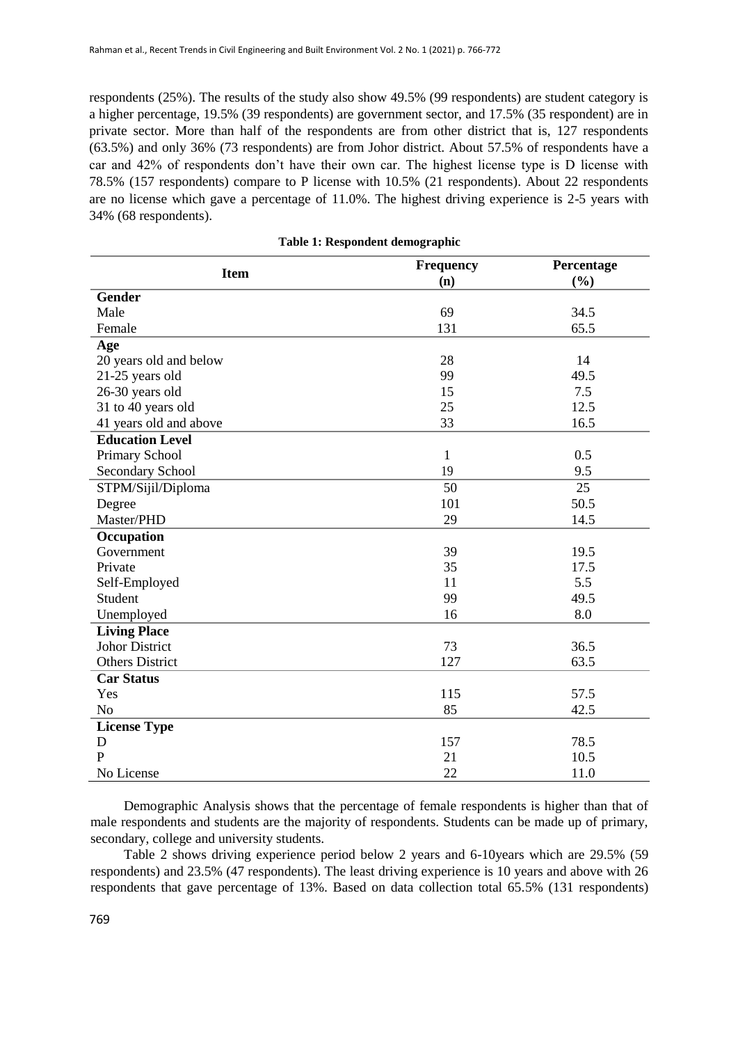respondents (25%). The results of the study also show 49.5% (99 respondents) are student category is a higher percentage, 19.5% (39 respondents) are government sector, and 17.5% (35 respondent) are in private sector. More than half of the respondents are from other district that is, 127 respondents (63.5%) and only 36% (73 respondents) are from Johor district. About 57.5% of respondents have a car and 42% of respondents don't have their own car. The highest license type is D license with 78.5% (157 respondents) compare to P license with 10.5% (21 respondents). About 22 respondents are no license which gave a percentage of 11.0%. The highest driving experience is 2-5 years with 34% (68 respondents).

**Table 1: Respondent demographic**

| Item | Frequency (n) | Percentage (%) |
|---|---|---|
| **Gender** | | |
| Male | 69 | 34.5 |
| Female | 131 | 65.5 |
| **Age** | | |
| 20 years old and below | 28 | 14 |
| 21-25 years old | 99 | 49.5 |
| 26-30 years old | 15 | 7.5 |
| 31 to 40 years old | 25 | 12.5 |
| 41 years old and above | 33 | 16.5 |
| **Education Level** | | |
| Primary School | 1 | 0.5 |
| Secondary School | 19 | 9.5 |
| STPM/Sijil/Diploma | 50 | 25 |
| Degree | 101 | 50.5 |
| Master/PHD | 29 | 14.5 |
| **Occupation** | | |
| Government | 39 | 19.5 |
| Private | 35 | 17.5 |
| Self-Employed | 11 | 5.5 |
| Student | 99 | 49.5 |
| Unemployed | 16 | 8.0 |
| **Living Place** | | |
| Johor District | 73 | 36.5 |
| Others District | 127 | 63.5 |
| **Car Status** | | |
| Yes | 115 | 57.5 |
| No | 85 | 42.5 |
| **License Type** | | |
| D | 157 | 78.5 |
| P | 21 | 10.5 |
| No License | 22 | 11.0 |

Demographic Analysis shows that the percentage of female respondents is higher than that of male respondents and students are the majority of respondents. Students can be made up of primary, secondary, college and university students.

Table 2 shows driving experience period below 2 years and 6-10years which are 29.5% (59 respondents) and 23.5% (47 respondents). The least driving experience is 10 years and above with 26 respondents that gave percentage of 13%. Based on data collection total 65.5% (131 respondents)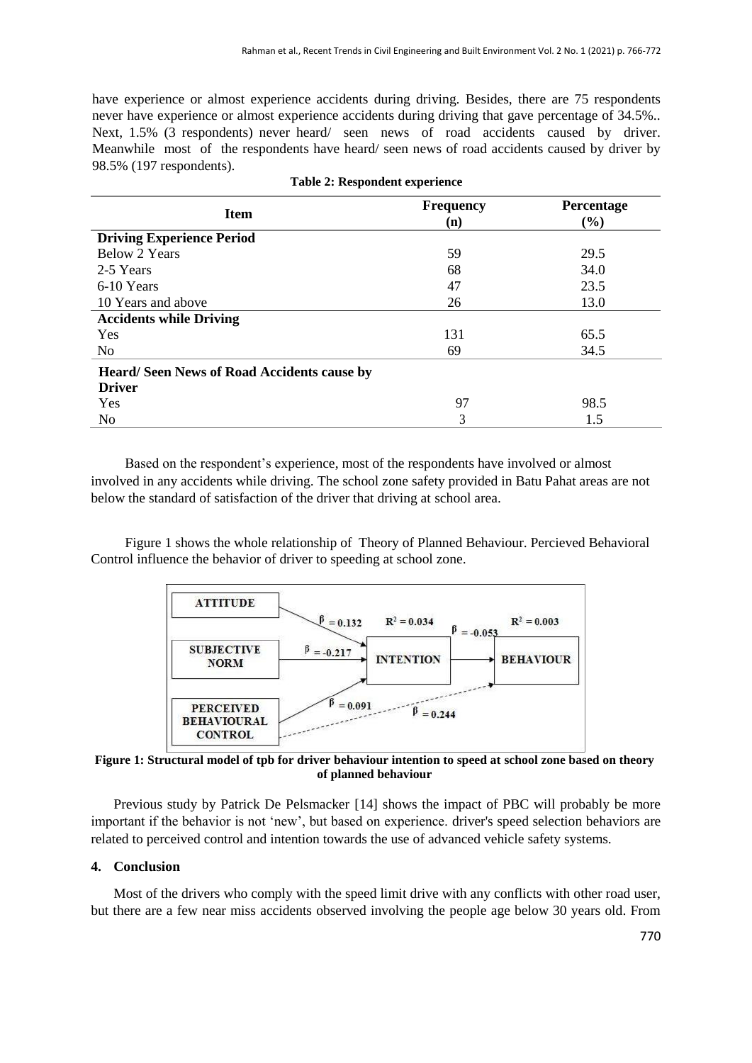have experience or almost experience accidents during driving. Besides, there are 75 respondents never have experience or almost experience accidents during driving that gave percentage of 34.5%.. Next, 1.5% (3 respondents) never heard/ seen news of road accidents caused by driver. Meanwhile most of the respondents have heard/ seen news of road accidents caused by driver by 98.5% (197 respondents).

**Table 2: Respondent experience**

| Item | Frequency (n) | Percentage (%) |
|---|---|---|
| **Driving Experience Period** | | |
| Below 2 Years | 59 | 29.5 |
| 2-5 Years | 68 | 34.0 |
| 6-10 Years | 47 | 23.5 |
| 10 Years and above | 26 | 13.0 |
| **Accidents while Driving** | | |
| Yes | 131 | 65.5 |
| No | 69 | 34.5 |
| **Heard/ Seen News of Road Accidents cause by Driver** | | |
| Yes | 97 | 98.5 |
| No | 3 | 1.5 |

Based on the respondent's experience, most of the respondents have involved or almost involved in any accidents while driving. The school zone safety provided in Batu Pahat areas are not below the standard of satisfaction of the driver that driving at school area.

Figure 1 shows the whole relationship of Theory of Planned Behaviour. Percieved Behavioral Control influence the behavior of driver to speeding at school zone.

ATTITUDE → INTENTION: $\beta = 0.132$; SUBJECTIVE NORM → INTENTION: $\beta = -0.217$; PERCEIVED BEHAVIOURAL CONTROL → INTENTION: $\beta = 0.091$; INTENTION ($R^2 = 0.034$) → BEHAVIOUR: $\beta = -0.053$; PERCEIVED BEHAVIOURAL CONTROL → BEHAVIOUR: $\beta = 0.244$; BEHAVIOUR: $R^2 = 0.003$

**Figure 1: Structural model of tpb for driver behaviour intention to speed at school zone based on theory of planned behaviour**

Previous study by Patrick De Pelsmacker [14] shows the impact of PBC will probably be more important if the behavior is not 'new', but based on experience. driver's speed selection behaviors are related to perceived control and intention towards the use of advanced vehicle safety systems.

## 4. Conclusion

Most of the drivers who comply with the speed limit drive with any conflicts with other road user, but there are a few near miss accidents observed involving the people age below 30 years old. From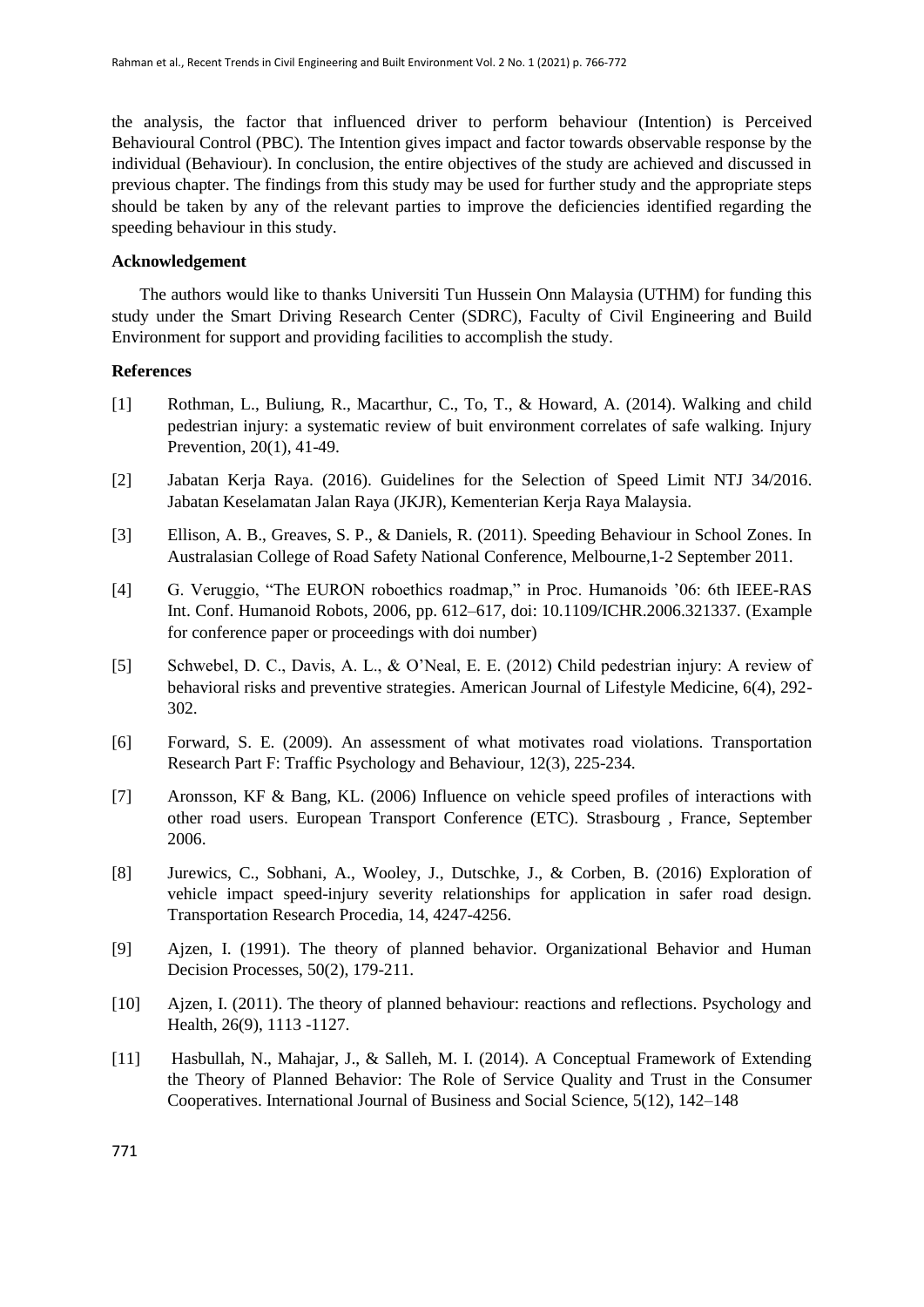the analysis, the factor that influenced driver to perform behaviour (Intention) is Perceived Behavioural Control (PBC). The Intention gives impact and factor towards observable response by the individual (Behaviour). In conclusion, the entire objectives of the study are achieved and discussed in previous chapter. The findings from this study may be used for further study and the appropriate steps should be taken by any of the relevant parties to improve the deficiencies identified regarding the speeding behaviour in this study.

**Acknowledgement**

The authors would like to thanks Universiti Tun Hussein Onn Malaysia (UTHM) for funding this study under the Smart Driving Research Center (SDRC), Faculty of Civil Engineering and Build Environment for support and providing facilities to accomplish the study.

**References**

[1] Rothman, L., Buliung, R., Macarthur, C., To, T., & Howard, A. (2014). Walking and child pedestrian injury: a systematic review of buit environment correlates of safe walking. Injury Prevention, 20(1), 41-49.

[2] Jabatan Kerja Raya. (2016). Guidelines for the Selection of Speed Limit NTJ 34/2016. Jabatan Keselamatan Jalan Raya (JKJR), Kementerian Kerja Raya Malaysia.

[3] Ellison, A. B., Greaves, S. P., & Daniels, R. (2011). Speeding Behaviour in School Zones. In Australasian College of Road Safety National Conference, Melbourne,1-2 September 2011.

[4] G. Veruggio, "The EURON roboethics roadmap," in Proc. Humanoids '06: 6th IEEE-RAS Int. Conf. Humanoid Robots, 2006, pp. 612–617, doi: 10.1109/ICHR.2006.321337. (Example for conference paper or proceedings with doi number)

[5] Schwebel, D. C., Davis, A. L., & O'Neal, E. E. (2012) Child pedestrian injury: A review of behavioral risks and preventive strategies. American Journal of Lifestyle Medicine, 6(4), 292-302.

[6] Forward, S. E. (2009). An assessment of what motivates road violations. Transportation Research Part F: Traffic Psychology and Behaviour, 12(3), 225-234.

[7] Aronsson, KF & Bang, KL. (2006) Influence on vehicle speed profiles of interactions with other road users. European Transport Conference (ETC). Strasbourg , France, September 2006.

[8] Jurewics, C., Sobhani, A., Wooley, J., Dutschke, J., & Corben, B. (2016) Exploration of vehicle impact speed-injury severity relationships for application in safer road design. Transportation Research Procedia, 14, 4247-4256.

[9] Ajzen, I. (1991). The theory of planned behavior. Organizational Behavior and Human Decision Processes, 50(2), 179-211.

[10] Ajzen, I. (2011). The theory of planned behaviour: reactions and reflections. Psychology and Health, 26(9), 1113 -1127.

[11] Hasbullah, N., Mahajar, J., & Salleh, M. I. (2014). A Conceptual Framework of Extending the Theory of Planned Behavior: The Role of Service Quality and Trust in the Consumer Cooperatives. International Journal of Business and Social Science, 5(12), 142–148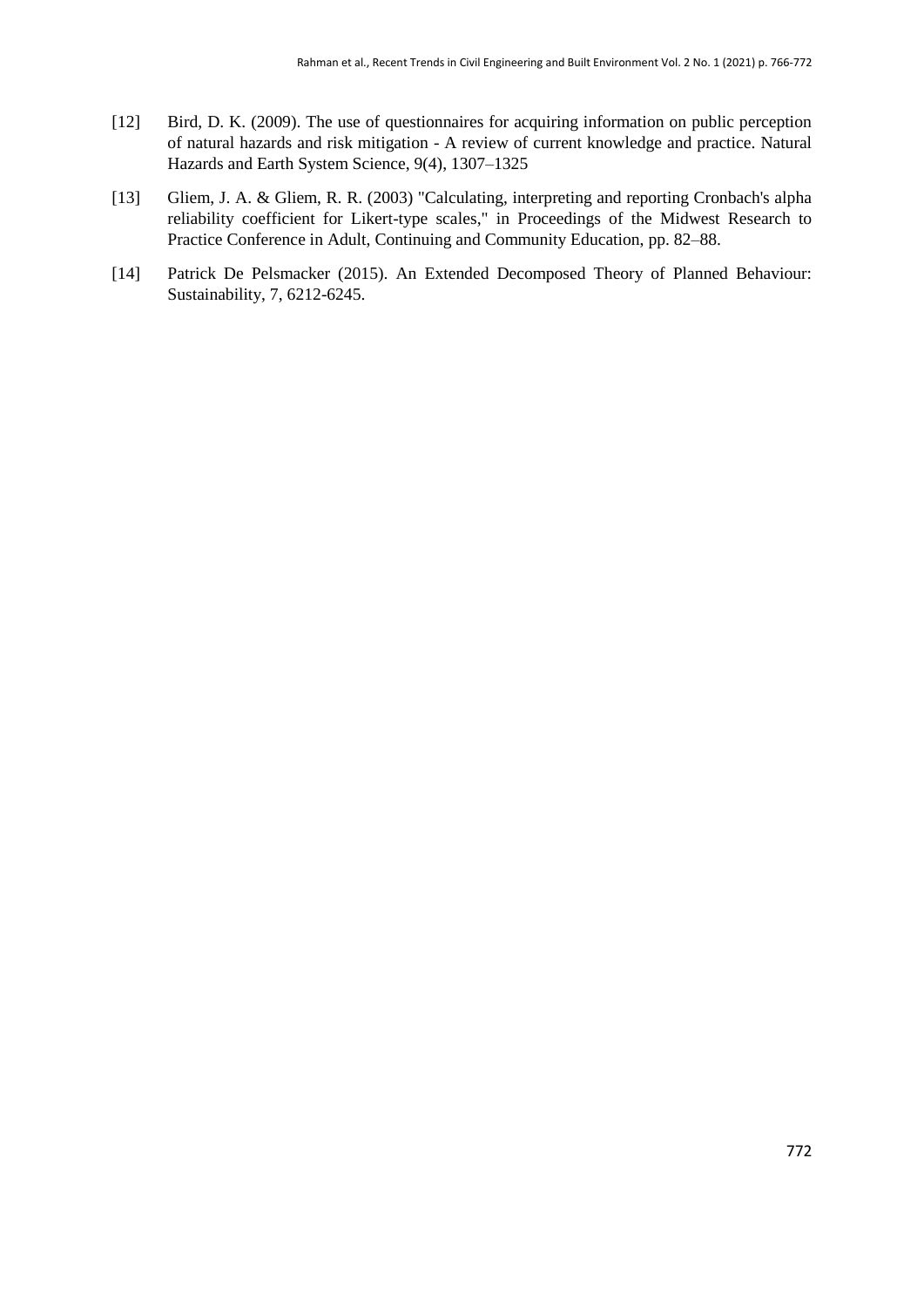[12] Bird, D. K. (2009). The use of questionnaires for acquiring information on public perception of natural hazards and risk mitigation - A review of current knowledge and practice. Natural Hazards and Earth System Science, 9(4), 1307–1325

[13] Gliem, J. A. & Gliem, R. R. (2003) "Calculating, interpreting and reporting Cronbach's alpha reliability coefficient for Likert-type scales," in Proceedings of the Midwest Research to Practice Conference in Adult, Continuing and Community Education, pp. 82–88.

[14] Patrick De Pelsmacker (2015). An Extended Decomposed Theory of Planned Behaviour: Sustainability, 7, 6212-6245.